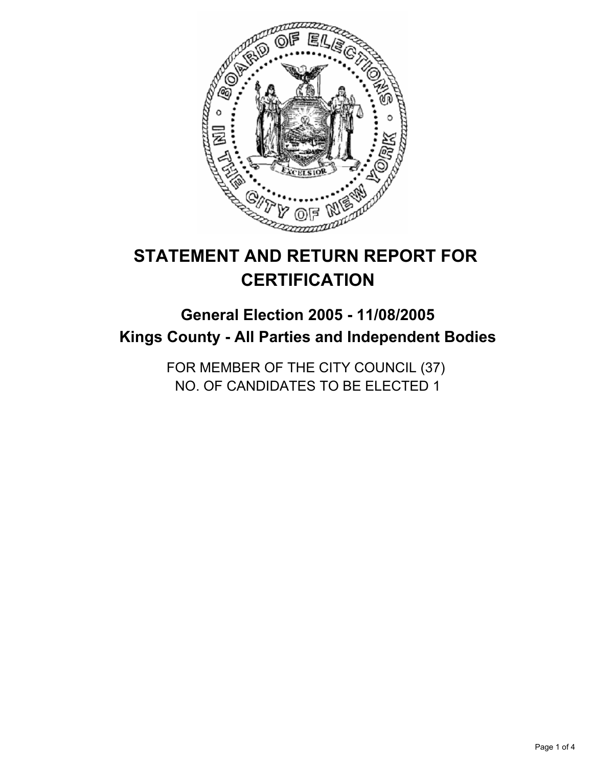# STATEMENT AND RETURN REPORT FOR CERTIFICATION

## General Election 2005 - 11/08/2005
## Kings County - All Parties and Independent Bodies

FOR MEMBER OF THE CITY COUNCIL (37)
NO. OF CANDIDATES TO BE ELECTED 1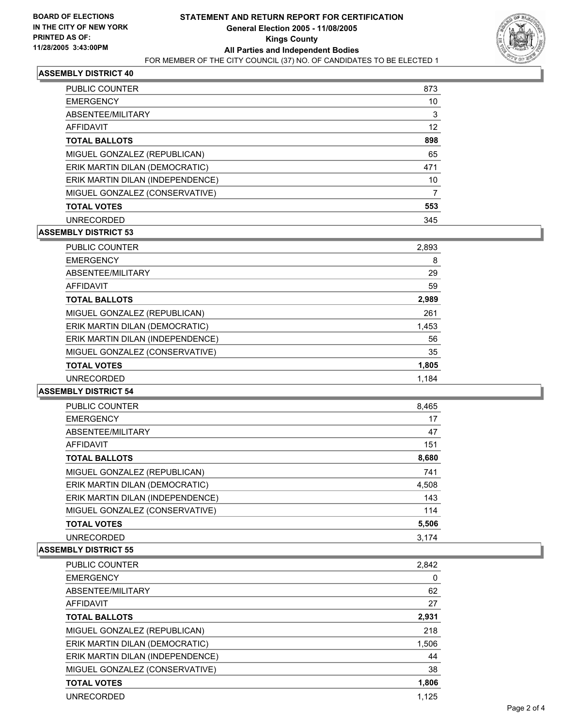**BOARD OF ELECTIONS IN THE CITY OF NEW YORK PRINTED AS OF: 11/28/2005 3:43:00PM**

# STATEMENT AND RETURN REPORT FOR CERTIFICATION
## General Election 2005 - 11/08/2005
## Kings County
## All Parties and Independent Bodies
FOR MEMBER OF THE CITY COUNCIL (37) NO. OF CANDIDATES TO BE ELECTED 1

### ASSEMBLY DISTRICT 40

| | |
|---|---|
| PUBLIC COUNTER | 873 |
| EMERGENCY | 10 |
| ABSENTEE/MILITARY | 3 |
| AFFIDAVIT | 12 |
| **TOTAL BALLOTS** | **898** |
| MIGUEL GONZALEZ (REPUBLICAN) | 65 |
| ERIK MARTIN DILAN (DEMOCRATIC) | 471 |
| ERIK MARTIN DILAN (INDEPENDENCE) | 10 |
| MIGUEL GONZALEZ (CONSERVATIVE) | 7 |
| **TOTAL VOTES** | **553** |
| UNRECORDED | 345 |

### ASSEMBLY DISTRICT 53

| | |
|---|---|
| PUBLIC COUNTER | 2,893 |
| EMERGENCY | 8 |
| ABSENTEE/MILITARY | 29 |
| AFFIDAVIT | 59 |
| **TOTAL BALLOTS** | **2,989** |
| MIGUEL GONZALEZ (REPUBLICAN) | 261 |
| ERIK MARTIN DILAN (DEMOCRATIC) | 1,453 |
| ERIK MARTIN DILAN (INDEPENDENCE) | 56 |
| MIGUEL GONZALEZ (CONSERVATIVE) | 35 |
| **TOTAL VOTES** | **1,805** |
| UNRECORDED | 1,184 |

### ASSEMBLY DISTRICT 54

| | |
|---|---|
| PUBLIC COUNTER | 8,465 |
| EMERGENCY | 17 |
| ABSENTEE/MILITARY | 47 |
| AFFIDAVIT | 151 |
| **TOTAL BALLOTS** | **8,680** |
| MIGUEL GONZALEZ (REPUBLICAN) | 741 |
| ERIK MARTIN DILAN (DEMOCRATIC) | 4,508 |
| ERIK MARTIN DILAN (INDEPENDENCE) | 143 |
| MIGUEL GONZALEZ (CONSERVATIVE) | 114 |
| **TOTAL VOTES** | **5,506** |
| UNRECORDED | 3,174 |

### ASSEMBLY DISTRICT 55

| | |
|---|---|
| PUBLIC COUNTER | 2,842 |
| EMERGENCY | 0 |
| ABSENTEE/MILITARY | 62 |
| AFFIDAVIT | 27 |
| **TOTAL BALLOTS** | **2,931** |
| MIGUEL GONZALEZ (REPUBLICAN) | 218 |
| ERIK MARTIN DILAN (DEMOCRATIC) | 1,506 |
| ERIK MARTIN DILAN (INDEPENDENCE) | 44 |
| MIGUEL GONZALEZ (CONSERVATIVE) | 38 |
| **TOTAL VOTES** | **1,806** |
| UNRECORDED | 1,125 |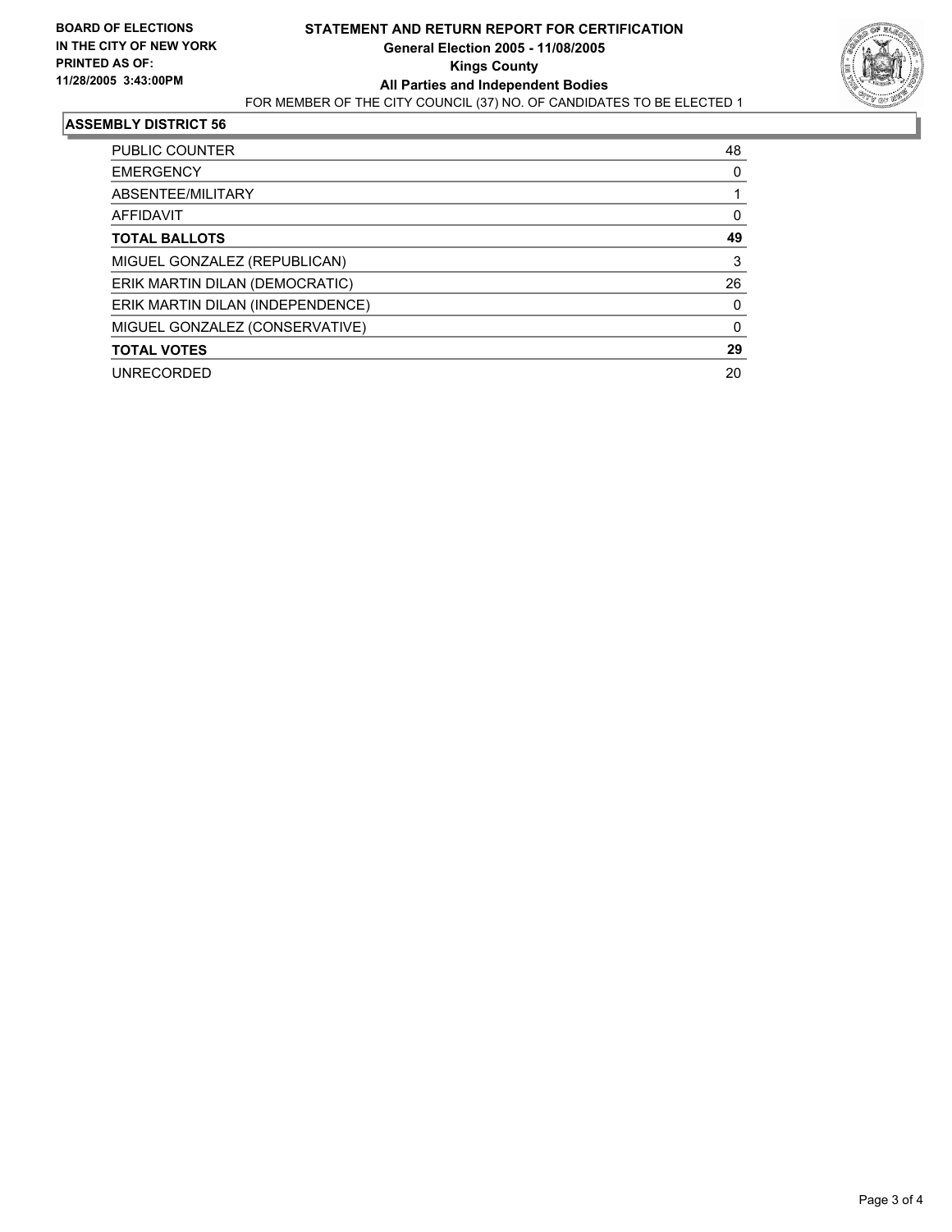**BOARD OF ELECTIONS**
**IN THE CITY OF NEW YORK**
**PRINTED AS OF:**
**11/28/2005 3:43:00PM**

# STATEMENT AND RETURN REPORT FOR CERTIFICATION

**General Election 2005 - 11/08/2005**
**Kings County**
**All Parties and Independent Bodies**

FOR MEMBER OF THE CITY COUNCIL (37) NO. OF CANDIDATES TO BE ELECTED 1

## ASSEMBLY DISTRICT 56

| | |
|---|---|
| PUBLIC COUNTER | 48 |
| EMERGENCY | 0 |
| ABSENTEE/MILITARY | 1 |
| AFFIDAVIT | 0 |
| **TOTAL BALLOTS** | **49** |
| MIGUEL GONZALEZ (REPUBLICAN) | 3 |
| ERIK MARTIN DILAN (DEMOCRATIC) | 26 |
| ERIK MARTIN DILAN (INDEPENDENCE) | 0 |
| MIGUEL GONZALEZ (CONSERVATIVE) | 0 |
| **TOTAL VOTES** | **29** |
| UNRECORDED | 20 |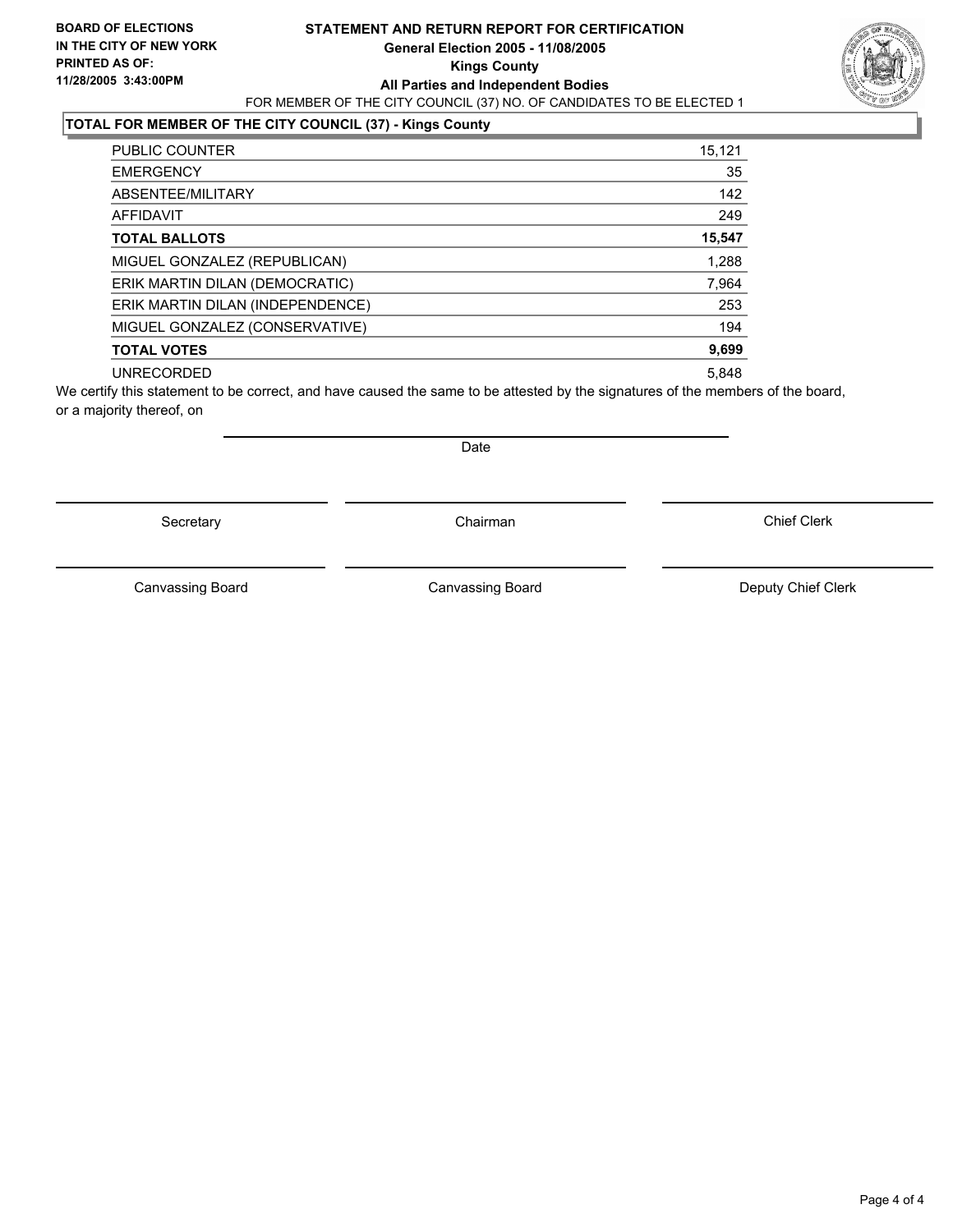**BOARD OF ELECTIONS IN THE CITY OF NEW YORK**
**PRINTED AS OF:**
**11/28/2005 3:43:00PM**

**STATEMENT AND RETURN REPORT FOR CERTIFICATION**
**General Election 2005 - 11/08/2005**
**Kings County**
**All Parties and Independent Bodies**
FOR MEMBER OF THE CITY COUNCIL (37) NO. OF CANDIDATES TO BE ELECTED 1

**TOTAL FOR MEMBER OF THE CITY COUNCIL (37) - Kings County**

| | |
|---|---|
| PUBLIC COUNTER | 15,121 |
| EMERGENCY | 35 |
| ABSENTEE/MILITARY | 142 |
| AFFIDAVIT | 249 |
| **TOTAL BALLOTS** | **15,547** |
| MIGUEL GONZALEZ (REPUBLICAN) | 1,288 |
| ERIK MARTIN DILAN (DEMOCRATIC) | 7,964 |
| ERIK MARTIN DILAN (INDEPENDENCE) | 253 |
| MIGUEL GONZALEZ (CONSERVATIVE) | 194 |
| **TOTAL VOTES** | **9,699** |
| UNRECORDED | 5,848 |

We certify this statement to be correct, and have caused the same to be attested by the signatures of the members of the board, or a majority thereof, on

Date

Secretary

Chairman

Chief Clerk

Canvassing Board

Canvassing Board

Deputy Chief Clerk